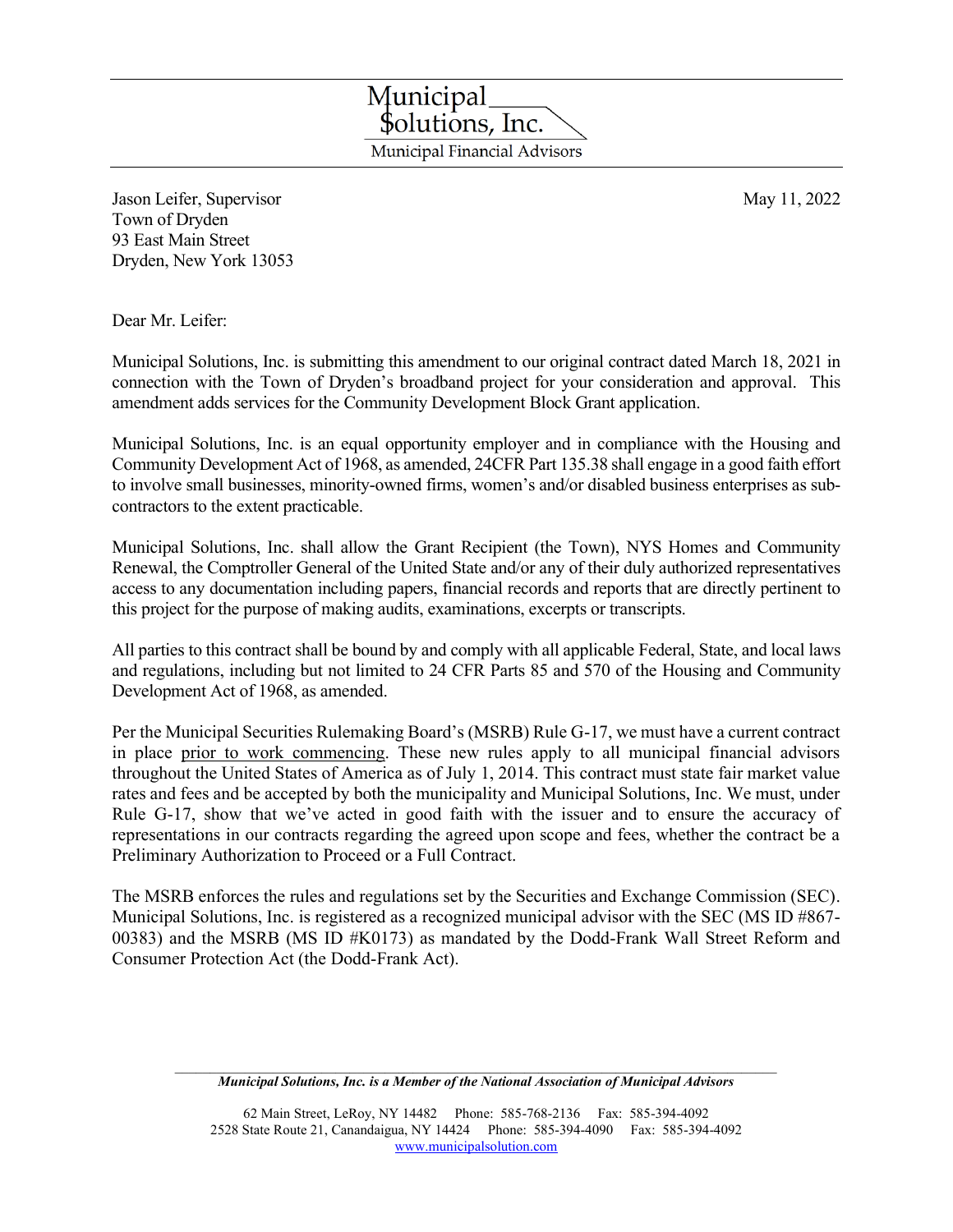Municipal Solutions, Inc.

Municipal Financial Advisors

Jason Leifer, Supervisor
Town of Dryden
93 East Main Street
Dryden, New York 13053

May 11, 2022

Dear Mr. Leifer:

Municipal Solutions, Inc. is submitting this amendment to our original contract dated March 18, 2021 in connection with the Town of Dryden's broadband project for your consideration and approval. This amendment adds services for the Community Development Block Grant application.

Municipal Solutions, Inc. is an equal opportunity employer and in compliance with the Housing and Community Development Act of 1968, as amended, 24CFR Part 135.38 shall engage in a good faith effort to involve small businesses, minority-owned firms, women's and/or disabled business enterprises as sub-contractors to the extent practicable.

Municipal Solutions, Inc. shall allow the Grant Recipient (the Town), NYS Homes and Community Renewal, the Comptroller General of the United State and/or any of their duly authorized representatives access to any documentation including papers, financial records and reports that are directly pertinent to this project for the purpose of making audits, examinations, excerpts or transcripts.

All parties to this contract shall be bound by and comply with all applicable Federal, State, and local laws and regulations, including but not limited to 24 CFR Parts 85 and 570 of the Housing and Community Development Act of 1968, as amended.

Per the Municipal Securities Rulemaking Board's (MSRB) Rule G-17, we must have a current contract in place prior to work commencing. These new rules apply to all municipal financial advisors throughout the United States of America as of July 1, 2014. This contract must state fair market value rates and fees and be accepted by both the municipality and Municipal Solutions, Inc. We must, under Rule G-17, show that we've acted in good faith with the issuer and to ensure the accuracy of representations in our contracts regarding the agreed upon scope and fees, whether the contract be a Preliminary Authorization to Proceed or a Full Contract.

The MSRB enforces the rules and regulations set by the Securities and Exchange Commission (SEC). Municipal Solutions, Inc. is registered as a recognized municipal advisor with the SEC (MS ID #867-00383) and the MSRB (MS ID #K0173) as mandated by the Dodd-Frank Wall Street Reform and Consumer Protection Act (the Dodd-Frank Act).

***Municipal Solutions, Inc. is a Member of the National Association of Municipal Advisors***

62 Main Street, LeRoy, NY 14482 Phone: 585-768-2136 Fax: 585-394-4092
2528 State Route 21, Canandaigua, NY 14424 Phone: 585-394-4090 Fax: 585-394-4092
www.municipalsolution.com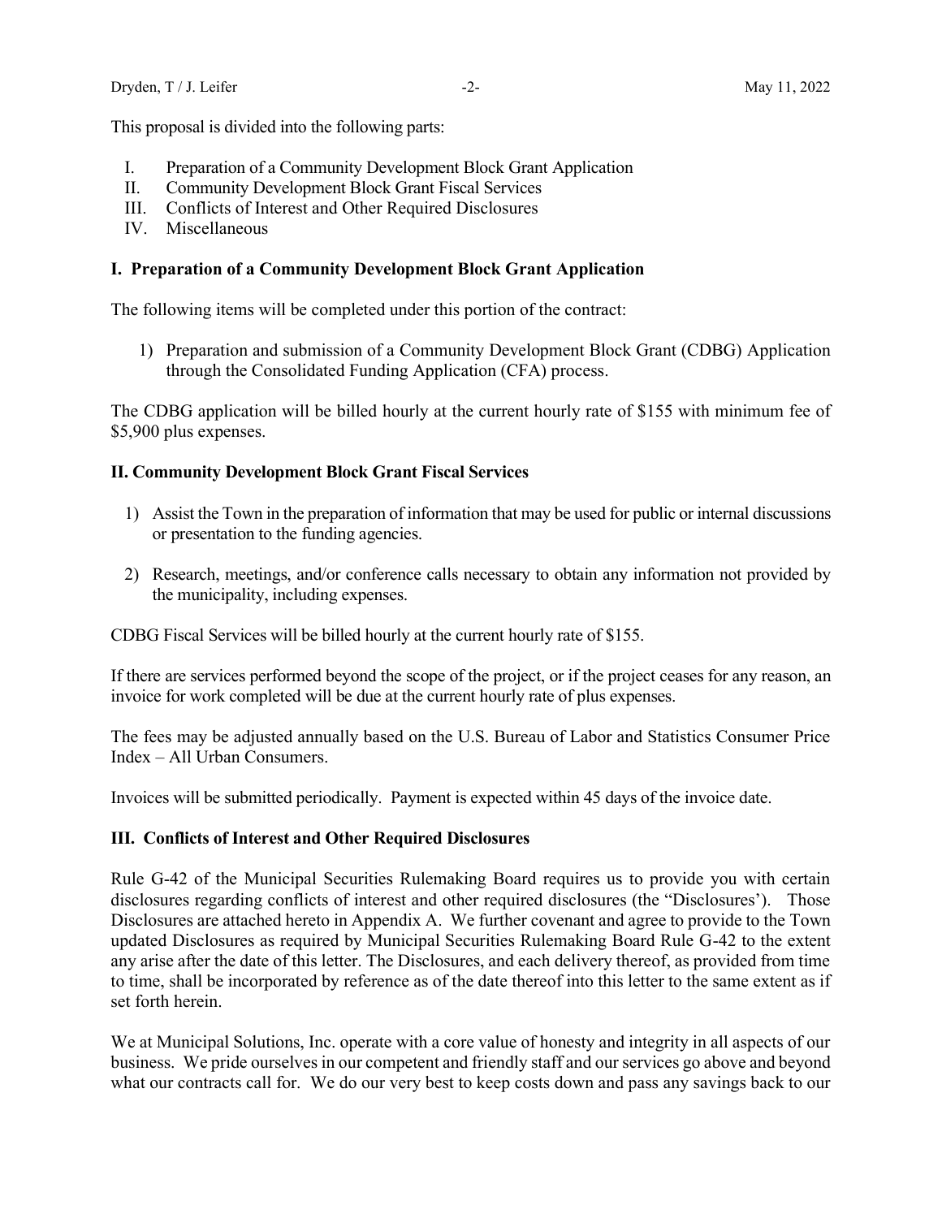This proposal is divided into the following parts:

I. Preparation of a Community Development Block Grant Application
II. Community Development Block Grant Fiscal Services
III. Conflicts of Interest and Other Required Disclosures
IV. Miscellaneous

## I. Preparation of a Community Development Block Grant Application

The following items will be completed under this portion of the contract:

1) Preparation and submission of a Community Development Block Grant (CDBG) Application through the Consolidated Funding Application (CFA) process.

The CDBG application will be billed hourly at the current hourly rate of $155 with minimum fee of $5,900 plus expenses.

## II. Community Development Block Grant Fiscal Services

1) Assist the Town in the preparation of information that may be used for public or internal discussions or presentation to the funding agencies.

2) Research, meetings, and/or conference calls necessary to obtain any information not provided by the municipality, including expenses.

CDBG Fiscal Services will be billed hourly at the current hourly rate of $155.

If there are services performed beyond the scope of the project, or if the project ceases for any reason, an invoice for work completed will be due at the current hourly rate of plus expenses.

The fees may be adjusted annually based on the U.S. Bureau of Labor and Statistics Consumer Price Index – All Urban Consumers.

Invoices will be submitted periodically. Payment is expected within 45 days of the invoice date.

## III. Conflicts of Interest and Other Required Disclosures

Rule G-42 of the Municipal Securities Rulemaking Board requires us to provide you with certain disclosures regarding conflicts of interest and other required disclosures (the "Disclosures'). Those Disclosures are attached hereto in Appendix A. We further covenant and agree to provide to the Town updated Disclosures as required by Municipal Securities Rulemaking Board Rule G-42 to the extent any arise after the date of this letter. The Disclosures, and each delivery thereof, as provided from time to time, shall be incorporated by reference as of the date thereof into this letter to the same extent as if set forth herein.

We at Municipal Solutions, Inc. operate with a core value of honesty and integrity in all aspects of our business. We pride ourselves in our competent and friendly staff and our services go above and beyond what our contracts call for. We do our very best to keep costs down and pass any savings back to our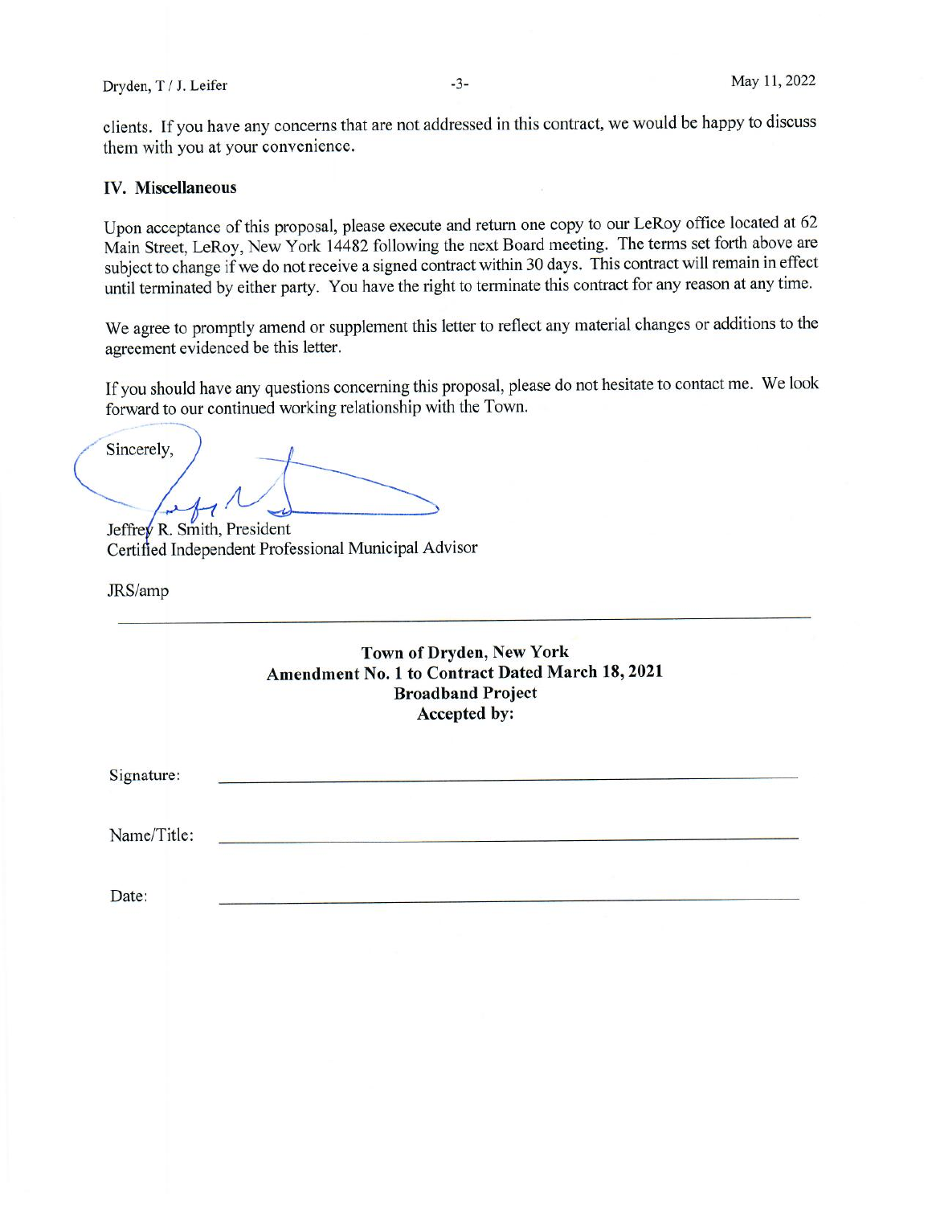clients. If you have any concerns that are not addressed in this contract, we would be happy to discuss them with you at your convenience.

## IV. Miscellaneous

Upon acceptance of this proposal, please execute and return one copy to our LeRoy office located at 62 Main Street, LeRoy, New York 14482 following the next Board meeting. The terms set forth above are subject to change if we do not receive a signed contract within 30 days. This contract will remain in effect until terminated by either party. You have the right to terminate this contract for any reason at any time.

We agree to promptly amend or supplement this letter to reflect any material changes or additions to the agreement evidenced be this letter.

If you should have any questions concerning this proposal, please do not hesitate to contact me. We look forward to our continued working relationship with the Town.

Sincerely,

Jeffrey R. Smith, President
Certified Independent Professional Municipal Advisor

JRS/amp

---

**Town of Dryden, New York**
**Amendment No. 1 to Contract Dated March 18, 2021**
**Broadband Project**
**Accepted by:**

Signature: ______________________________

Name/Title: ______________________________

Date: ______________________________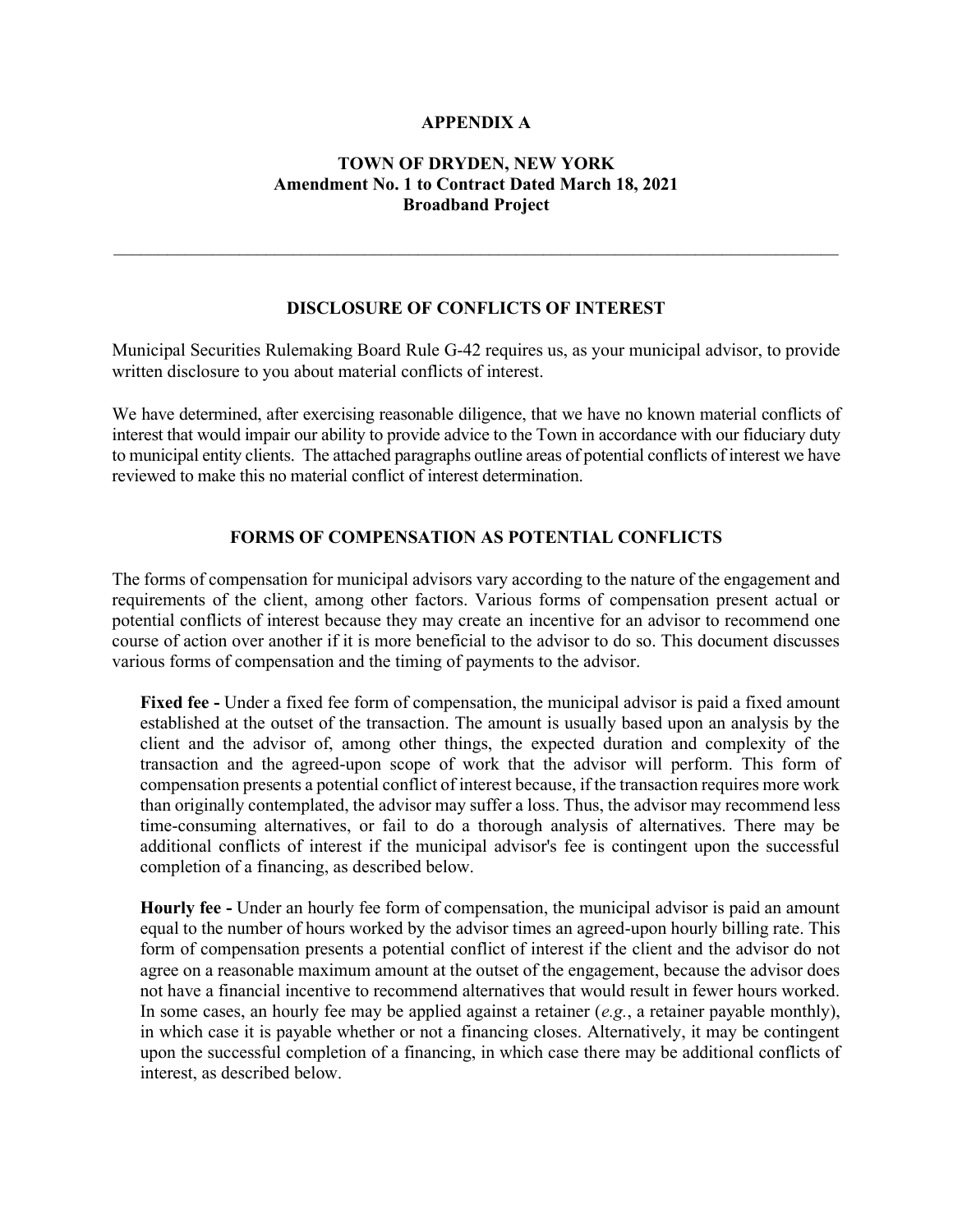**APPENDIX A**

**TOWN OF DRYDEN, NEW YORK**
**Amendment No. 1 to Contract Dated March 18, 2021**
**Broadband Project**

---

## DISCLOSURE OF CONFLICTS OF INTEREST

Municipal Securities Rulemaking Board Rule G-42 requires us, as your municipal advisor, to provide written disclosure to you about material conflicts of interest.

We have determined, after exercising reasonable diligence, that we have no known material conflicts of interest that would impair our ability to provide advice to the Town in accordance with our fiduciary duty to municipal entity clients. The attached paragraphs outline areas of potential conflicts of interest we have reviewed to make this no material conflict of interest determination.

## FORMS OF COMPENSATION AS POTENTIAL CONFLICTS

The forms of compensation for municipal advisors vary according to the nature of the engagement and requirements of the client, among other factors. Various forms of compensation present actual or potential conflicts of interest because they may create an incentive for an advisor to recommend one course of action over another if it is more beneficial to the advisor to do so. This document discusses various forms of compensation and the timing of payments to the advisor.

**Fixed fee -** Under a fixed fee form of compensation, the municipal advisor is paid a fixed amount established at the outset of the transaction. The amount is usually based upon an analysis by the client and the advisor of, among other things, the expected duration and complexity of the transaction and the agreed-upon scope of work that the advisor will perform. This form of compensation presents a potential conflict of interest because, if the transaction requires more work than originally contemplated, the advisor may suffer a loss. Thus, the advisor may recommend less time-consuming alternatives, or fail to do a thorough analysis of alternatives. There may be additional conflicts of interest if the municipal advisor's fee is contingent upon the successful completion of a financing, as described below.

**Hourly fee -** Under an hourly fee form of compensation, the municipal advisor is paid an amount equal to the number of hours worked by the advisor times an agreed-upon hourly billing rate. This form of compensation presents a potential conflict of interest if the client and the advisor do not agree on a reasonable maximum amount at the outset of the engagement, because the advisor does not have a financial incentive to recommend alternatives that would result in fewer hours worked. In some cases, an hourly fee may be applied against a retainer (*e.g.*, a retainer payable monthly), in which case it is payable whether or not a financing closes. Alternatively, it may be contingent upon the successful completion of a financing, in which case there may be additional conflicts of interest, as described below.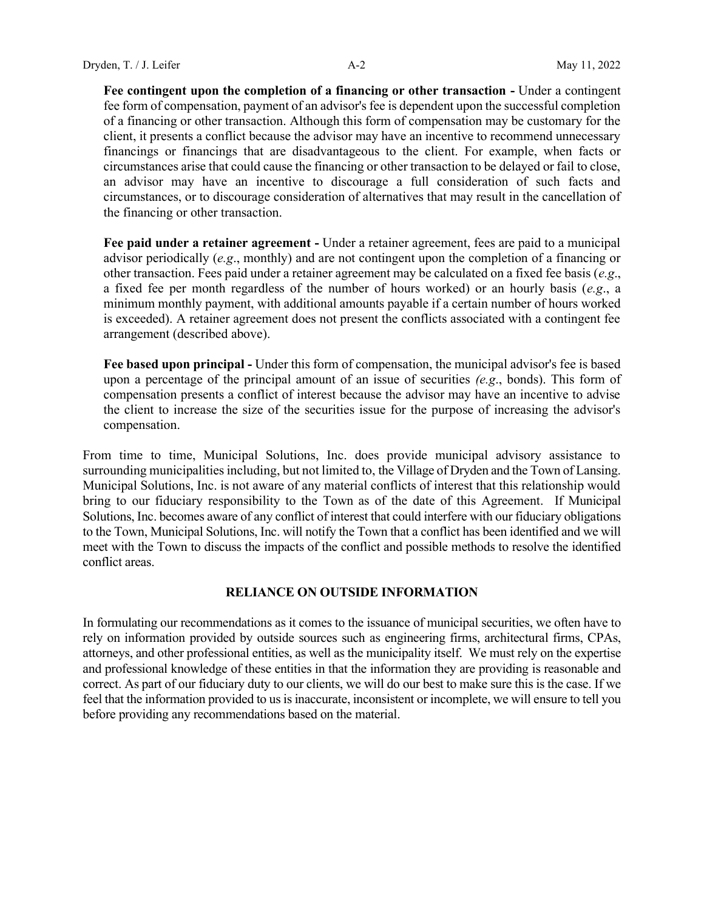**Fee contingent upon the completion of a financing or other transaction -** Under a contingent fee form of compensation, payment of an advisor's fee is dependent upon the successful completion of a financing or other transaction. Although this form of compensation may be customary for the client, it presents a conflict because the advisor may have an incentive to recommend unnecessary financings or financings that are disadvantageous to the client. For example, when facts or circumstances arise that could cause the financing or other transaction to be delayed or fail to close, an advisor may have an incentive to discourage a full consideration of such facts and circumstances, or to discourage consideration of alternatives that may result in the cancellation of the financing or other transaction.

**Fee paid under a retainer agreement -** Under a retainer agreement, fees are paid to a municipal advisor periodically (*e.g*., monthly) and are not contingent upon the completion of a financing or other transaction. Fees paid under a retainer agreement may be calculated on a fixed fee basis (*e.g*., a fixed fee per month regardless of the number of hours worked) or an hourly basis (*e.g*., a minimum monthly payment, with additional amounts payable if a certain number of hours worked is exceeded). A retainer agreement does not present the conflicts associated with a contingent fee arrangement (described above).

**Fee based upon principal -** Under this form of compensation, the municipal advisor's fee is based upon a percentage of the principal amount of an issue of securities *(e.g*., bonds). This form of compensation presents a conflict of interest because the advisor may have an incentive to advise the client to increase the size of the securities issue for the purpose of increasing the advisor's compensation.

From time to time, Municipal Solutions, Inc. does provide municipal advisory assistance to surrounding municipalities including, but not limited to, the Village of Dryden and the Town of Lansing. Municipal Solutions, Inc. is not aware of any material conflicts of interest that this relationship would bring to our fiduciary responsibility to the Town as of the date of this Agreement. If Municipal Solutions, Inc. becomes aware of any conflict of interest that could interfere with our fiduciary obligations to the Town, Municipal Solutions, Inc. will notify the Town that a conflict has been identified and we will meet with the Town to discuss the impacts of the conflict and possible methods to resolve the identified conflict areas.

## RELIANCE ON OUTSIDE INFORMATION

In formulating our recommendations as it comes to the issuance of municipal securities, we often have to rely on information provided by outside sources such as engineering firms, architectural firms, CPAs, attorneys, and other professional entities, as well as the municipality itself. We must rely on the expertise and professional knowledge of these entities in that the information they are providing is reasonable and correct. As part of our fiduciary duty to our clients, we will do our best to make sure this is the case. If we feel that the information provided to us is inaccurate, inconsistent or incomplete, we will ensure to tell you before providing any recommendations based on the material.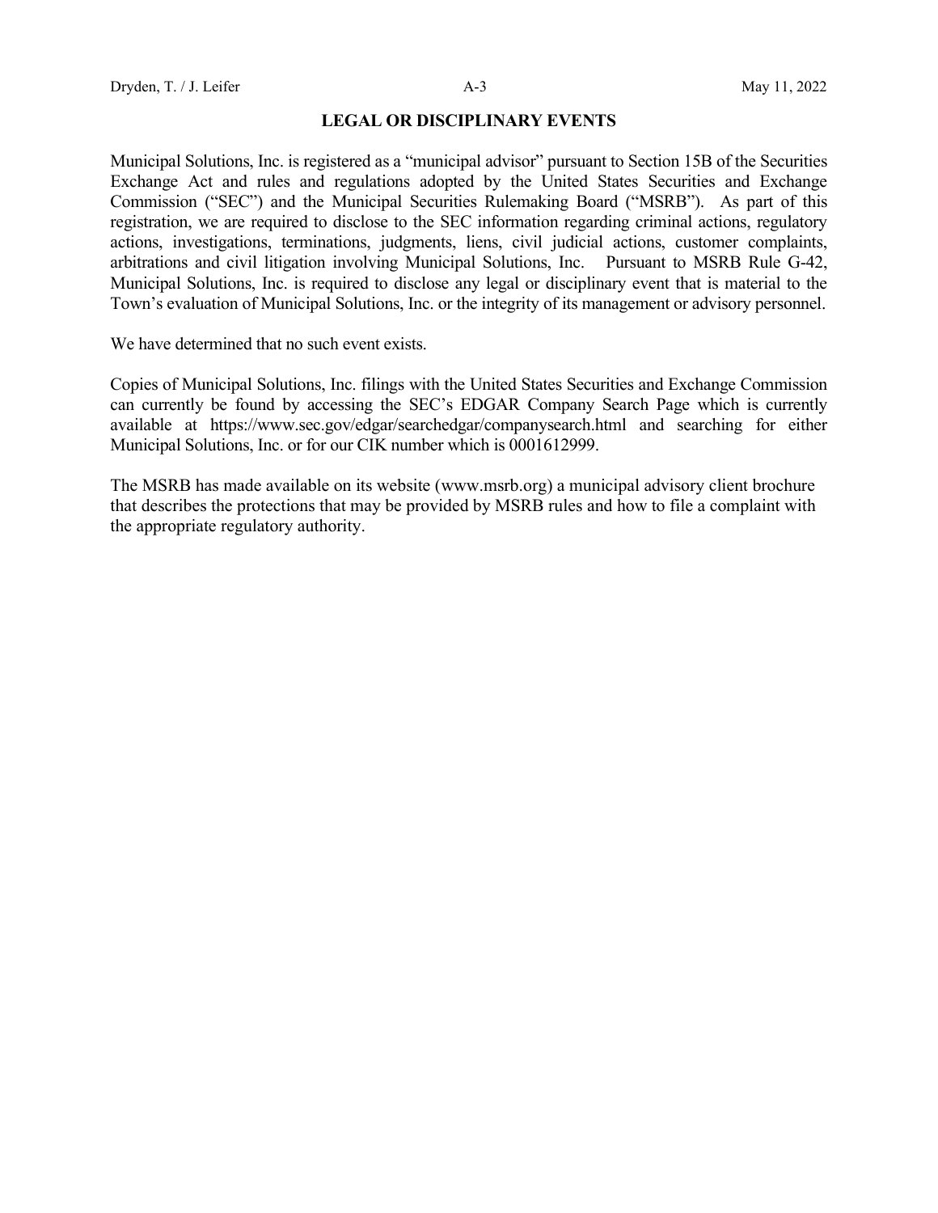## LEGAL OR DISCIPLINARY EVENTS

Municipal Solutions, Inc. is registered as a "municipal advisor" pursuant to Section 15B of the Securities Exchange Act and rules and regulations adopted by the United States Securities and Exchange Commission ("SEC") and the Municipal Securities Rulemaking Board ("MSRB"). As part of this registration, we are required to disclose to the SEC information regarding criminal actions, regulatory actions, investigations, terminations, judgments, liens, civil judicial actions, customer complaints, arbitrations and civil litigation involving Municipal Solutions, Inc. Pursuant to MSRB Rule G-42, Municipal Solutions, Inc. is required to disclose any legal or disciplinary event that is material to the Town's evaluation of Municipal Solutions, Inc. or the integrity of its management or advisory personnel.

We have determined that no such event exists.

Copies of Municipal Solutions, Inc. filings with the United States Securities and Exchange Commission can currently be found by accessing the SEC's EDGAR Company Search Page which is currently available at https://www.sec.gov/edgar/searchedgar/companysearch.html and searching for either Municipal Solutions, Inc. or for our CIK number which is 0001612999.

The MSRB has made available on its website (www.msrb.org) a municipal advisory client brochure that describes the protections that may be provided by MSRB rules and how to file a complaint with the appropriate regulatory authority.